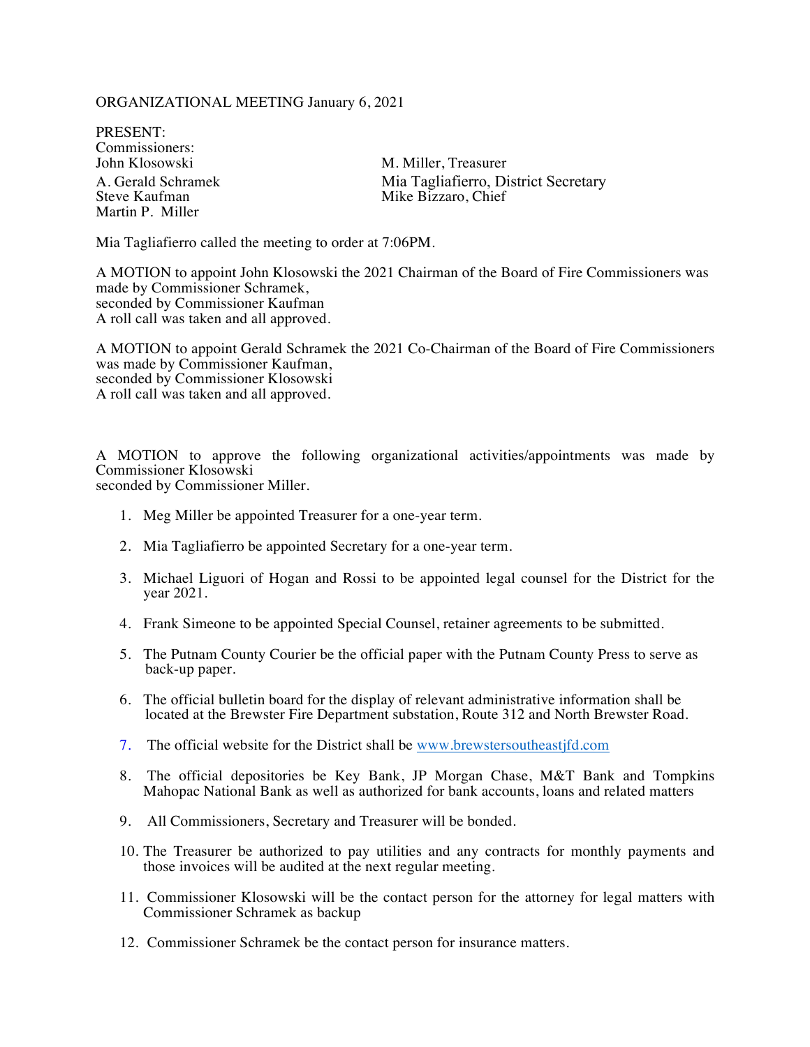ORGANIZATIONAL MEETING January 6, 2021

PRESENT:
Commissioners:

John Klosowski
A. Gerald Schramek
Steve Kaufman
Martin P. Miller

M. Miller, Treasurer
Mia Tagliafierro, District Secretary
Mike Bizzaro, Chief

Mia Tagliafierro called the meeting to order at 7:06PM.

A MOTION to appoint John Klosowski the 2021 Chairman of the Board of Fire Commissioners was made by Commissioner Schramek,
seconded by Commissioner Kaufman
A roll call was taken and all approved.

A MOTION to appoint Gerald Schramek the 2021 Co-Chairman of the Board of Fire Commissioners was made by Commissioner Kaufman,
seconded by Commissioner Klosowski
A roll call was taken and all approved.

A MOTION to approve the following organizational activities/appointments was made by Commissioner Klosowski
seconded by Commissioner Miller.

1. Meg Miller be appointed Treasurer for a one-year term.
2. Mia Tagliafierro be appointed Secretary for a one-year term.
3. Michael Liguori of Hogan and Rossi to be appointed legal counsel for the District for the year 2021.
4. Frank Simeone to be appointed Special Counsel, retainer agreements to be submitted.
5. The Putnam County Courier be the official paper with the Putnam County Press to serve as back-up paper.
6. The official bulletin board for the display of relevant administrative information shall be located at the Brewster Fire Department substation, Route 312 and North Brewster Road.
7. The official website for the District shall be www.brewstersoutheastjfd.com
8. The official depositories be Key Bank, JP Morgan Chase, M&T Bank and Tompkins Mahopac National Bank as well as authorized for bank accounts, loans and related matters
9. All Commissioners, Secretary and Treasurer will be bonded.
10. The Treasurer be authorized to pay utilities and any contracts for monthly payments and those invoices will be audited at the next regular meeting.
11. Commissioner Klosowski will be the contact person for the attorney for legal matters with Commissioner Schramek as backup
12. Commissioner Schramek be the contact person for insurance matters.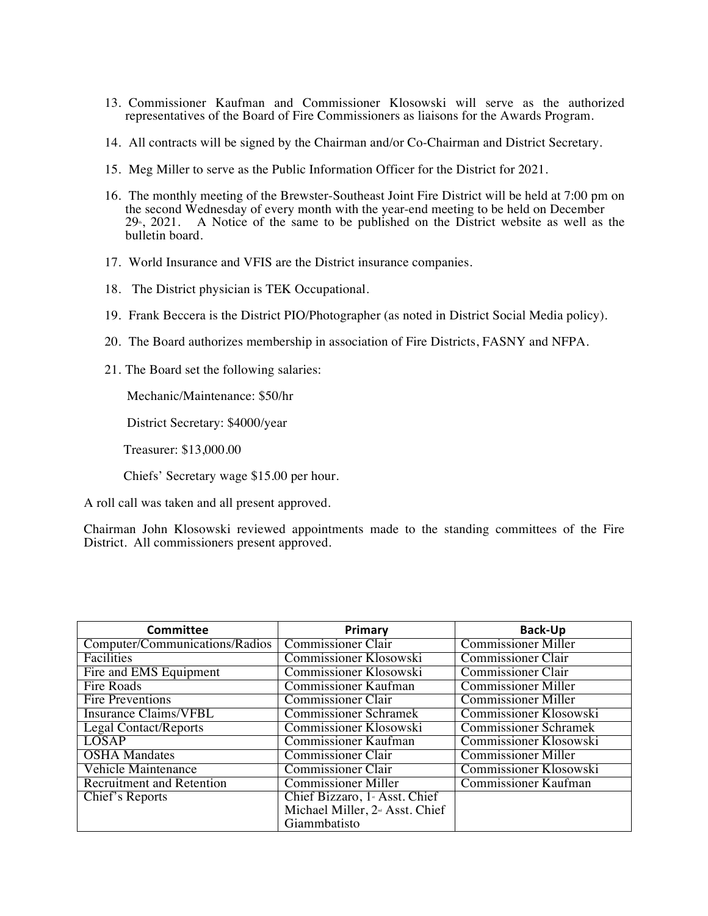13. Commissioner Kaufman and Commissioner Klosowski will serve as the authorized representatives of the Board of Fire Commissioners as liaisons for the Awards Program.

14. All contracts will be signed by the Chairman and/or Co-Chairman and District Secretary.

15. Meg Miller to serve as the Public Information Officer for the District for 2021.

16. The monthly meeting of the Brewster-Southeast Joint Fire District will be held at 7:00 pm on the second Wednesday of every month with the year-end meeting to be held on December 29th, 2021. A Notice of the same to be published on the District website as well as the bulletin board.

17. World Insurance and VFIS are the District insurance companies.

18. The District physician is TEK Occupational.

19. Frank Beccera is the District PIO/Photographer (as noted in District Social Media policy).

20. The Board authorizes membership in association of Fire Districts, FASNY and NFPA.

21. The Board set the following salaries:

    Mechanic/Maintenance: $50/hr

    District Secretary: $4000/year

    Treasurer: $13,000.00

    Chiefs' Secretary wage $15.00 per hour.

A roll call was taken and all present approved.

Chairman John Klosowski reviewed appointments made to the standing committees of the Fire District. All commissioners present approved.

| Committee | Primary | Back-Up |
|---|---|---|
| Computer/Communications/Radios | Commissioner Clair | Commissioner Miller |
| Facilities | Commissioner Klosowski | Commissioner Clair |
| Fire and EMS Equipment | Commissioner Klosowski | Commissioner Clair |
| Fire Roads | Commissioner Kaufman | Commissioner Miller |
| Fire Preventions | Commissioner Clair | Commissioner Miller |
| Insurance Claims/VFBL | Commissioner Schramek | Commissioner Klosowski |
| Legal Contact/Reports | Commissioner Klosowski | Commissioner Schramek |
| LOSAP | Commissioner Kaufman | Commissioner Klosowski |
| OSHA Mandates | Commissioner Clair | Commissioner Miller |
| Vehicle Maintenance | Commissioner Clair | Commissioner Klosowski |
| Recruitment and Retention | Commissioner Miller | Commissioner Kaufman |
| Chief's Reports | Chief Bizzaro, 1st Asst. Chief Michael Miller, 2nd Asst. Chief Giammbatisto | |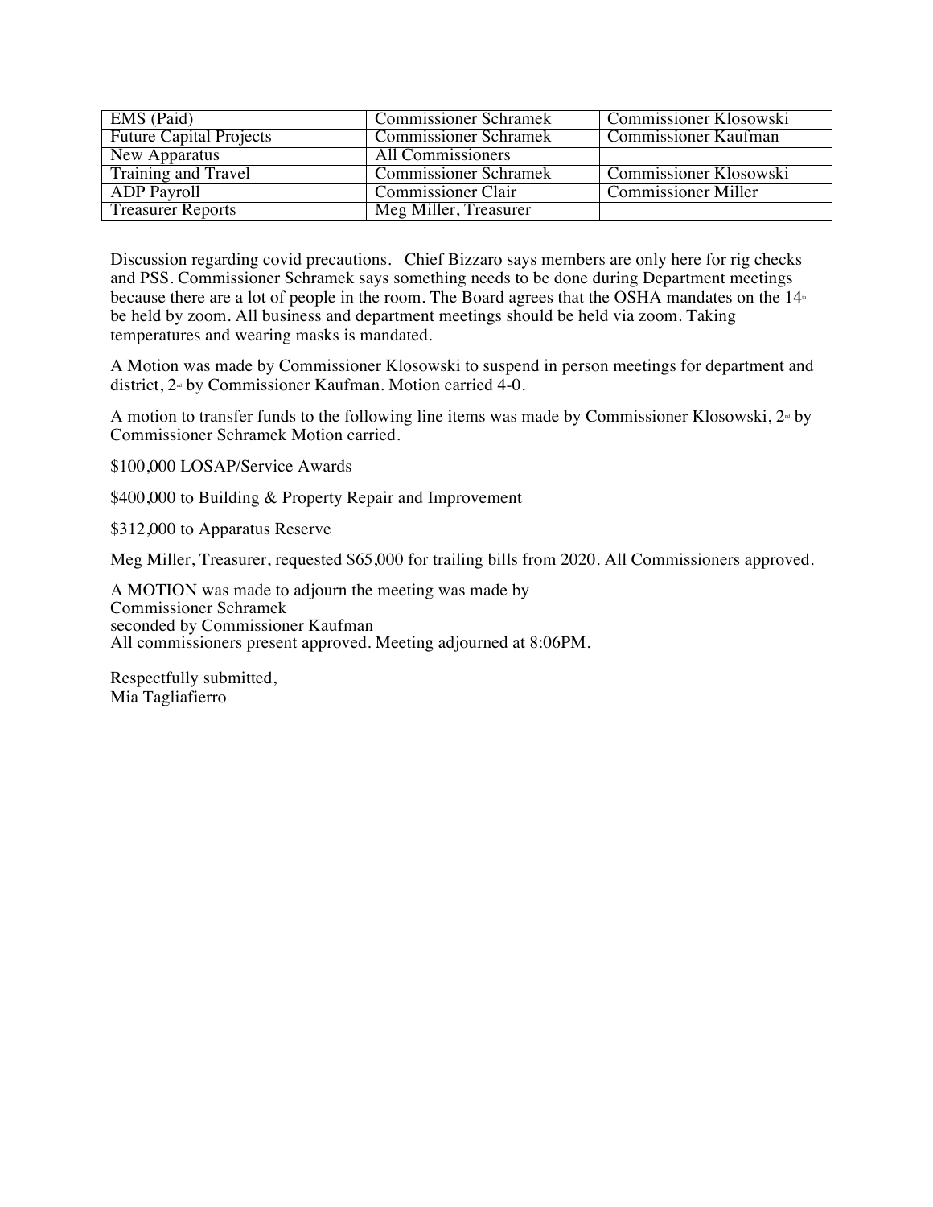| | | |
|---|---|---|
| EMS (Paid) | Commissioner Schramek | Commissioner Klosowski |
| Future Capital Projects | Commissioner Schramek | Commissioner Kaufman |
| New Apparatus | All Commissioners | |
| Training and Travel | Commissioner Schramek | Commissioner Klosowski |
| ADP Payroll | Commissioner Clair | Commissioner Miller |
| Treasurer Reports | Meg Miller, Treasurer | |

Discussion regarding covid precautions. Chief Bizzaro says members are only here for rig checks and PSS. Commissioner Schramek says something needs to be done during Department meetings because there are a lot of people in the room. The Board agrees that the OSHA mandates on the 14th be held by zoom. All business and department meetings should be held via zoom. Taking temperatures and wearing masks is mandated.

A Motion was made by Commissioner Klosowski to suspend in person meetings for department and district, 2nd by Commissioner Kaufman. Motion carried 4-0.

A motion to transfer funds to the following line items was made by Commissioner Klosowski, 2nd by Commissioner Schramek Motion carried.

$100,000 LOSAP/Service Awards

$400,000 to Building & Property Repair and Improvement

$312,000 to Apparatus Reserve

Meg Miller, Treasurer, requested $65,000 for trailing bills from 2020. All Commissioners approved.

A MOTION was made to adjourn the meeting was made by
Commissioner Schramek
seconded by Commissioner Kaufman
All commissioners present approved. Meeting adjourned at 8:06PM.

Respectfully submitted,
Mia Tagliafierro